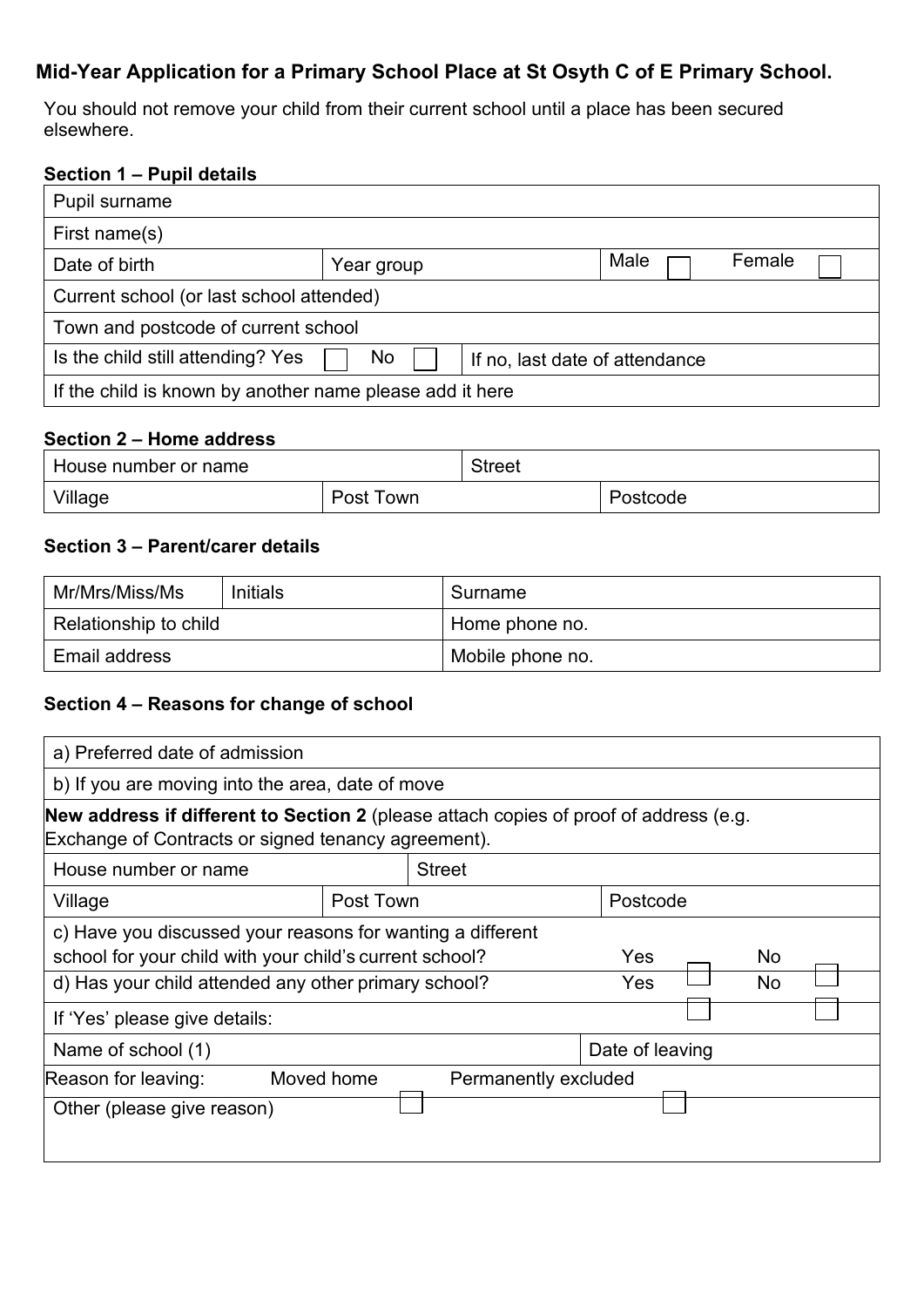**Mid-Year Application for a Primary School Place at St Osyth C of E Primary School.**

You should not remove your child from their current school until a place has been secured elsewhere.

**Section 1 – Pupil details**

| | | | |
|---|---|---|---|
| Pupil surname | | | |
| First name(s) | | | |
| Date of birth | Year group | | Male ☐ Female ☐ |
| Current school (or last school attended) | | | |
| Town and postcode of current school | | | |
| Is the child still attending? Yes ☐ No ☐ | | If no, last date of attendance | |
| If the child is known by another name please add it here | | | |

**Section 2 – Home address**

| | | |
|---|---|---|
| House number or name | | Street |
| Village | Post Town | Postcode |

**Section 3 – Parent/carer details**

| | | |
|---|---|---|
| Mr/Mrs/Miss/Ms | Initials | Surname |
| Relationship to child | | Home phone no. |
| Email address | | Mobile phone no. |

**Section 4 – Reasons for change of school**

| | | | |
|---|---|---|---|
| a) Preferred date of admission | | | |
| b) If you are moving into the area, date of move | | | |
| **New address if different to Section 2** (please attach copies of proof of address (e.g. Exchange of Contracts or signed tenancy agreement). | | | |
| House number or name | Street | | |
| Village | Post Town | | Postcode |
| c) Have you discussed your reasons for wanting a different school for your child with your child's current school? | | | Yes ☐ No ☐ |
| d) Has your child attended any other primary school? | | | Yes ☐ No ☐ |
| If 'Yes' please give details: | | | |
| Name of school (1) | | | Date of leaving |
| Reason for leaving: Moved home ☐ | Permanently excluded ☐ | | |
| Other (please give reason) | | | |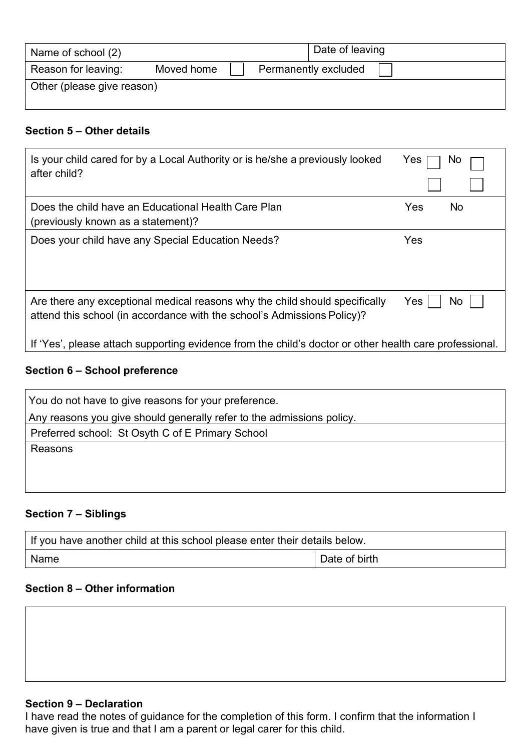| Name of school (2) | Date of leaving |
|---|---|
| Reason for leaving: Moved home ☐ Permanently excluded ☐ | |
| Other (please give reason) | |

**Section 5 – Other details**

| | |
|---|---|
| Is your child cared for by a Local Authority or is he/she a previously looked after child? | Yes ☐ No ☐ |
| Does the child have an Educational Health Care Plan (previously known as a statement)? | Yes No |
| Does your child have any Special Education Needs? | Yes |
| Are there any exceptional medical reasons why the child should specifically attend this school (in accordance with the school's Admissions Policy)? If 'Yes', please attach supporting evidence from the child's doctor or other health care professional. | Yes ☐ No ☐ |

**Section 6 – School preference**

| |
|---|
| You do not have to give reasons for your preference. Any reasons you give should generally refer to the admissions policy. |
| Preferred school: St Osyth C of E Primary School |
| Reasons |

**Section 7 – Siblings**

| If you have another child at this school please enter their details below. | |
|---|---|
| Name | Date of birth |

**Section 8 – Other information**

| |
|---|
| |

**Section 9 – Declaration**

I have read the notes of guidance for the completion of this form. I confirm that the information I have given is true and that I am a parent or legal carer for this child.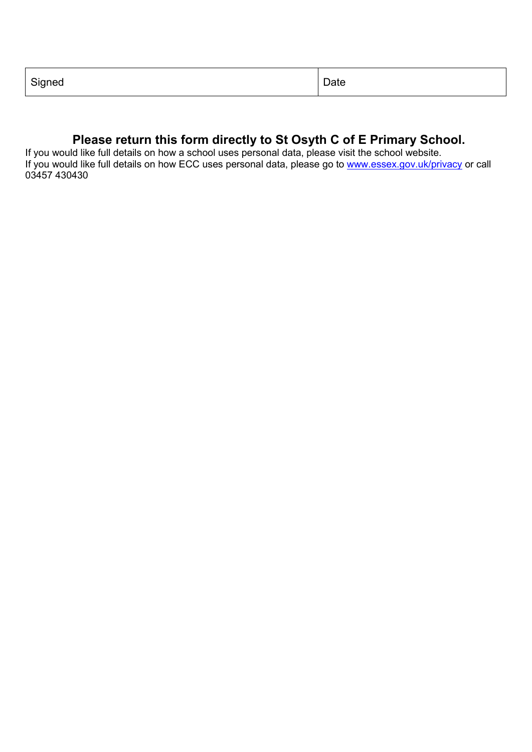| Signed | Date |
|---|---|

**Please return this form directly to St Osyth C of E Primary School.**

If you would like full details on how a school uses personal data, please visit the school website.
If you would like full details on how ECC uses personal data, please go to [www.essex.gov.uk/privacy](http://www.essex.gov.uk/privacy) or call 03457 430430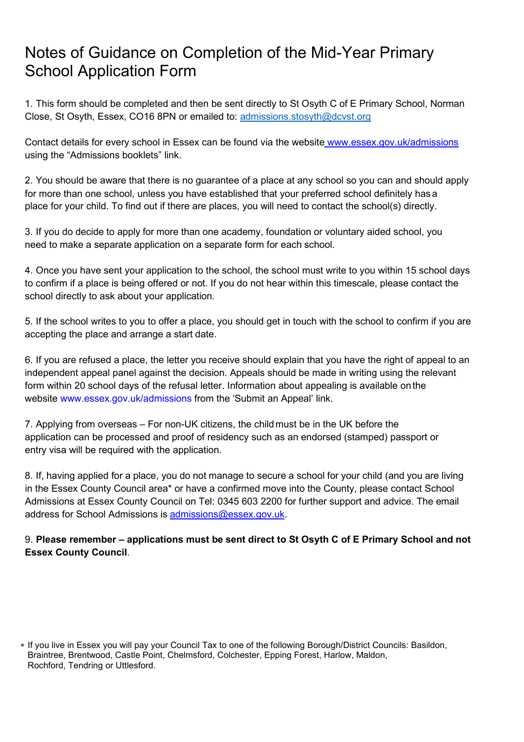# Notes of Guidance on Completion of the Mid-Year Primary School Application Form

1. This form should be completed and then be sent directly to St Osyth C of E Primary School, Norman Close, St Osyth, Essex, CO16 8PN or emailed to: admissions.stosyth@dcvst.org

Contact details for every school in Essex can be found via the website www.essex.gov.uk/admissions using the "Admissions booklets" link.

2. You should be aware that there is no guarantee of a place at any school so you can and should apply for more than one school, unless you have established that your preferred school definitely has a place for your child. To find out if there are places, you will need to contact the school(s) directly.

3. If you do decide to apply for more than one academy, foundation or voluntary aided school, you need to make a separate application on a separate form for each school.

4. Once you have sent your application to the school, the school must write to you within 15 school days to confirm if a place is being offered or not. If you do not hear within this timescale, please contact the school directly to ask about your application.

5. If the school writes to you to offer a place, you should get in touch with the school to confirm if you are accepting the place and arrange a start date.

6. If you are refused a place, the letter you receive should explain that you have the right of appeal to an independent appeal panel against the decision. Appeals should be made in writing using the relevant form within 20 school days of the refusal letter. Information about appealing is available on the website www.essex.gov.uk/admissions from the 'Submit an Appeal' link.

7. Applying from overseas – For non-UK citizens, the child must be in the UK before the application can be processed and proof of residency such as an endorsed (stamped) passport or entry visa will be required with the application.

8. If, having applied for a place, you do not manage to secure a school for your child (and you are living in the Essex County Council area* or have a confirmed move into the County, please contact School Admissions at Essex County Council on Tel: 0345 603 2200 for further support and advice. The email address for School Admissions is admissions@essex.gov.uk.

9. **Please remember – applications must be sent direct to St Osyth C of E Primary School and not Essex County Council**.

* If you live in Essex you will pay your Council Tax to one of the following Borough/District Councils: Basildon, Braintree, Brentwood, Castle Point, Chelmsford, Colchester, Epping Forest, Harlow, Maldon, Rochford, Tendring or Uttlesford.